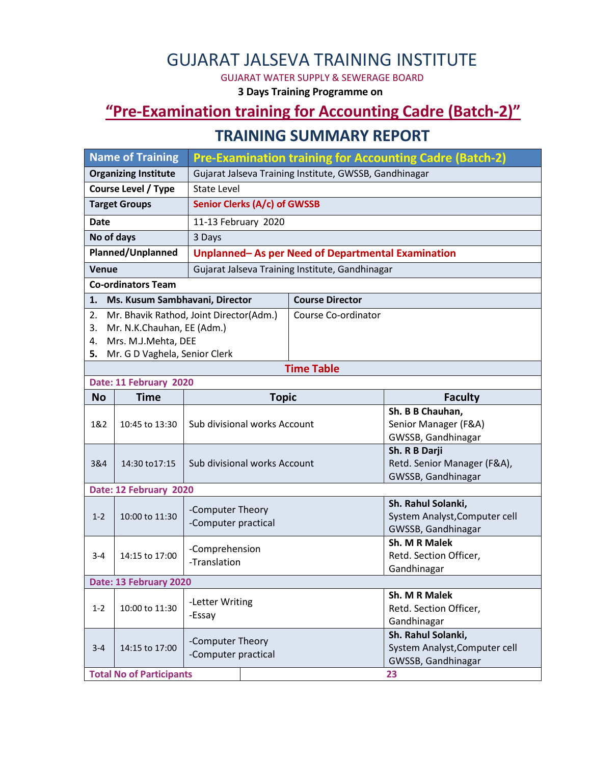# GUJARAT JALSEVA TRAINING INSTITUTE

GUJARAT WATER SUPPLY & SEWERAGE BOARD

**3 Days Training Programme on**

## "Pre-Examination training for Accounting Cadre (Batch-2)"

## TRAINING SUMMARY REPORT

| **Name of Training** | **Pre-Examination training for Accounting Cadre (Batch-2)** |
|---|---|
| **Organizing Institute** | Gujarat Jalseva Training Institute, GWSSB, Gandhinagar |
| **Course Level / Type** | State Level |
| **Target Groups** | **Senior Clerks (A/c) of GWSSB** |
| **Date** | 11-13 February 2020 |
| **No of days** | 3 Days |
| **Planned/Unplanned** | **Unplanned– As per Need of Departmental Examination** |
| **Venue** | Gujarat Jalseva Training Institute, Gandhinagar |

**Co-ordinators Team**

| Name | Role |
|---|---|
| **1. Ms. Kusum Sambhavani, Director** | **Course Director** |
| 2. Mr. Bhavik Rathod, Joint Director(Adm.)<br>3. Mr. N.K.Chauhan, EE (Adm.)<br>4. Mrs. M.J.Mehta, DEE<br>**5.** Mr. G D Vaghela, Senior Clerk | Course Co-ordinator |

**Time Table**

**Date: 11 February 2020**

| No | Time | Topic | Faculty |
|---|---|---|---|
| 1&2 | 10:45 to 13:30 | Sub divisional works Account | **Sh. B B Chauhan,** Senior Manager (F&A) GWSSB, Gandhinagar |
| 3&4 | 14:30 to17:15 | Sub divisional works Account | **Sh. R B Darji** Retd. Senior Manager (F&A), GWSSB, Gandhinagar |

**Date: 12 February 2020**

| No | Time | Topic | Faculty |
|---|---|---|---|
| 1-2 | 10:00 to 11:30 | -Computer Theory<br>-Computer practical | **Sh. Rahul Solanki,** System Analyst,Computer cell GWSSB, Gandhinagar |
| 3-4 | 14:15 to 17:00 | -Comprehension<br>-Translation | **Sh. M R Malek** Retd. Section Officer, Gandhinagar |

**Date: 13 February 2020**

| No | Time | Topic | Faculty |
|---|---|---|---|
| 1-2 | 10:00 to 11:30 | -Letter Writing<br>-Essay | **Sh. M R Malek** Retd. Section Officer, Gandhinagar |
| 3-4 | 14:15 to 17:00 | -Computer Theory<br>-Computer practical | **Sh. Rahul Solanki,** System Analyst,Computer cell GWSSB, Gandhinagar |

| **Total No of Participants** | **23** |
|---|---|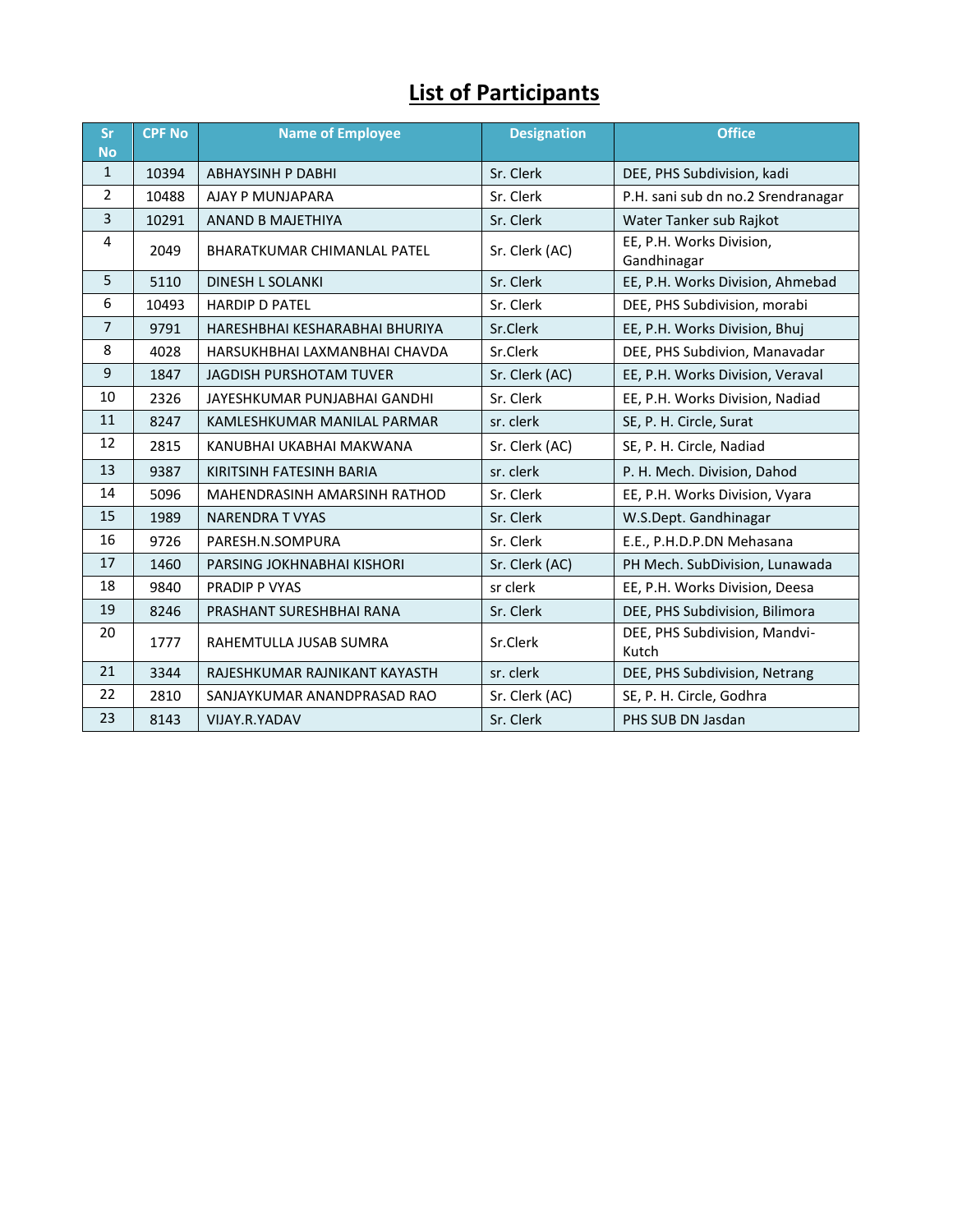# List of Participants

| Sr No | CPF No | Name of Employee | Designation | Office |
|---|---|---|---|---|
| 1 | 10394 | ABHAYSINH P DABHI | Sr. Clerk | DEE, PHS Subdivision, kadi |
| 2 | 10488 | AJAY P MUNJAPARA | Sr. Clerk | P.H. sani sub dn no.2 Srendranagar |
| 3 | 10291 | ANAND B MAJETHIYA | Sr. Clerk | Water Tanker sub Rajkot |
| 4 | 2049 | BHARATKUMAR CHIMANLAL PATEL | Sr. Clerk (AC) | EE, P.H. Works Division, Gandhinagar |
| 5 | 5110 | DINESH L SOLANKI | Sr. Clerk | EE, P.H. Works Division, Ahmebad |
| 6 | 10493 | HARDIP D PATEL | Sr. Clerk | DEE, PHS Subdivision, morabi |
| 7 | 9791 | HARESHBHAI KESHARABHAI BHURIYA | Sr.Clerk | EE, P.H. Works Division, Bhuj |
| 8 | 4028 | HARSUKHBHAI LAXMANBHAI CHAVDA | Sr.Clerk | DEE, PHS Subdivion, Manavadar |
| 9 | 1847 | JAGDISH PURSHOTAM TUVER | Sr. Clerk (AC) | EE, P.H. Works Division, Veraval |
| 10 | 2326 | JAYESHKUMAR PUNJABHAI GANDHI | Sr. Clerk | EE, P.H. Works Division, Nadiad |
| 11 | 8247 | KAMLESHKUMAR MANILAL PARMAR | sr. clerk | SE, P. H. Circle, Surat |
| 12 | 2815 | KANUBHAI UKABHAI MAKWANA | Sr. Clerk (AC) | SE, P. H. Circle, Nadiad |
| 13 | 9387 | KIRITSINH FATESINH BARIA | sr. clerk | P. H. Mech. Division, Dahod |
| 14 | 5096 | MAHENDRASINH AMARSINH RATHOD | Sr. Clerk | EE, P.H. Works Division, Vyara |
| 15 | 1989 | NARENDRA T VYAS | Sr. Clerk | W.S.Dept. Gandhinagar |
| 16 | 9726 | PARESH.N.SOMPURA | Sr. Clerk | E.E., P.H.D.P.DN Mehasana |
| 17 | 1460 | PARSING JOKHNABHAI KISHORI | Sr. Clerk (AC) | PH Mech. SubDivision, Lunawada |
| 18 | 9840 | PRADIP P VYAS | sr clerk | EE, P.H. Works Division, Deesa |
| 19 | 8246 | PRASHANT SURESHBHAI RANA | Sr. Clerk | DEE, PHS Subdivision, Bilimora |
| 20 | 1777 | RAHEMTULLA JUSAB SUMRA | Sr.Clerk | DEE, PHS Subdivision, Mandvi-Kutch |
| 21 | 3344 | RAJESHKUMAR RAJNIKANT KAYASTH | sr. clerk | DEE, PHS Subdivision, Netrang |
| 22 | 2810 | SANJAYKUMAR ANANDPRASAD RAO | Sr. Clerk (AC) | SE, P. H. Circle, Godhra |
| 23 | 8143 | VIJAY.R.YADAV | Sr. Clerk | PHS SUB DN Jasdan |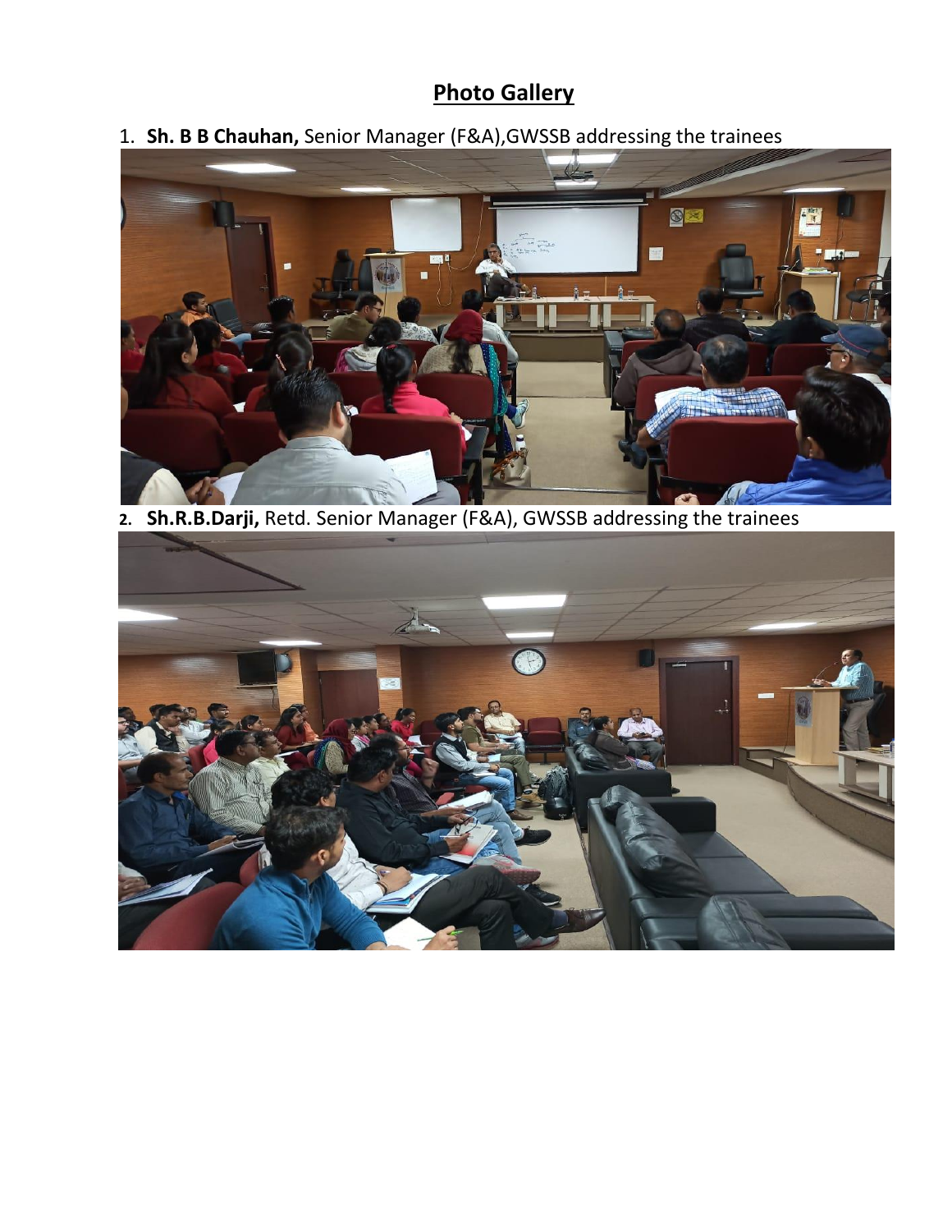# Photo Gallery

1. **Sh. B B Chauhan,** Senior Manager (F&A),GWSSB addressing the trainees

2. **Sh.R.B.Darji,** Retd. Senior Manager (F&A), GWSSB addressing the trainees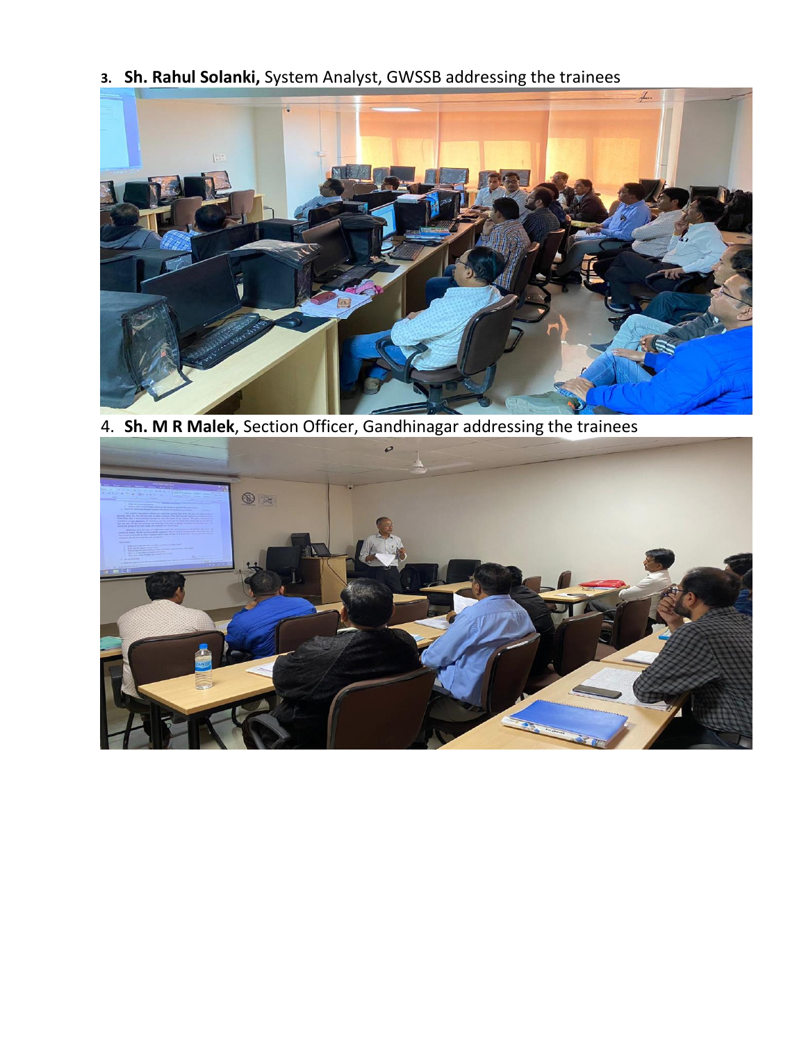3. **Sh. Rahul Solanki,** System Analyst, GWSSB addressing the trainees

4. **Sh. M R Malek**, Section Officer, Gandhinagar addressing the trainees